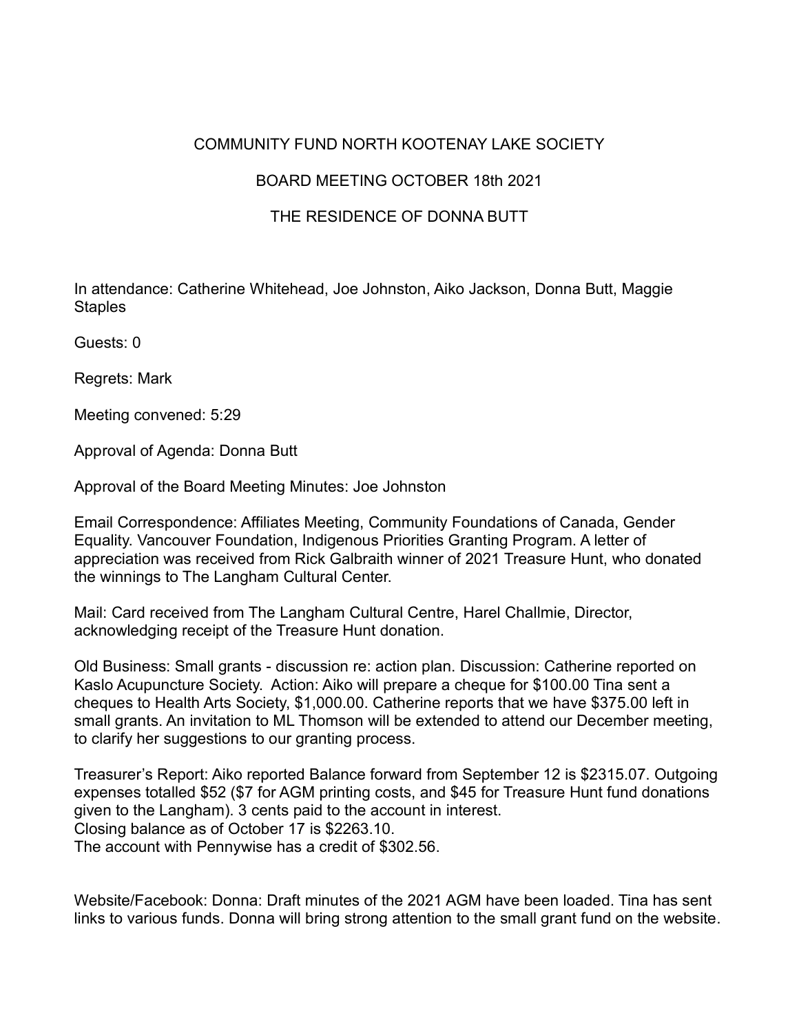# COMMUNITY FUND NORTH KOOTENAY LAKE SOCIETY

## BOARD MEETING OCTOBER 18th 2021

## THE RESIDENCE OF DONNA BUTT

In attendance: Catherine Whitehead, Joe Johnston, Aiko Jackson, Donna Butt, Maggie Staples

Guests: 0

Regrets: Mark

Meeting convened: 5:29

Approval of Agenda: Donna Butt

Approval of the Board Meeting Minutes: Joe Johnston

Email Correspondence: Affiliates Meeting, Community Foundations of Canada, Gender Equality. Vancouver Foundation, Indigenous Priorities Granting Program. A letter of appreciation was received from Rick Galbraith winner of 2021 Treasure Hunt, who donated the winnings to The Langham Cultural Center.

Mail: Card received from The Langham Cultural Centre, Harel Challmie, Director, acknowledging receipt of the Treasure Hunt donation.

Old Business: Small grants - discussion re: action plan. Discussion: Catherine reported on Kaslo Acupuncture Society. Action: Aiko will prepare a cheque for $100.00 Tina sent a cheques to Health Arts Society, $1,000.00. Catherine reports that we have $375.00 left in small grants. An invitation to ML Thomson will be extended to attend our December meeting, to clarify her suggestions to our granting process.

Treasurer's Report: Aiko reported Balance forward from September 12 is $2315.07. Outgoing expenses totalled $52 ($7 for AGM printing costs, and $45 for Treasure Hunt fund donations given to the Langham). 3 cents paid to the account in interest.
Closing balance as of October 17 is $2263.10.
The account with Pennywise has a credit of $302.56.

Website/Facebook: Donna: Draft minutes of the 2021 AGM have been loaded. Tina has sent links to various funds. Donna will bring strong attention to the small grant fund on the website.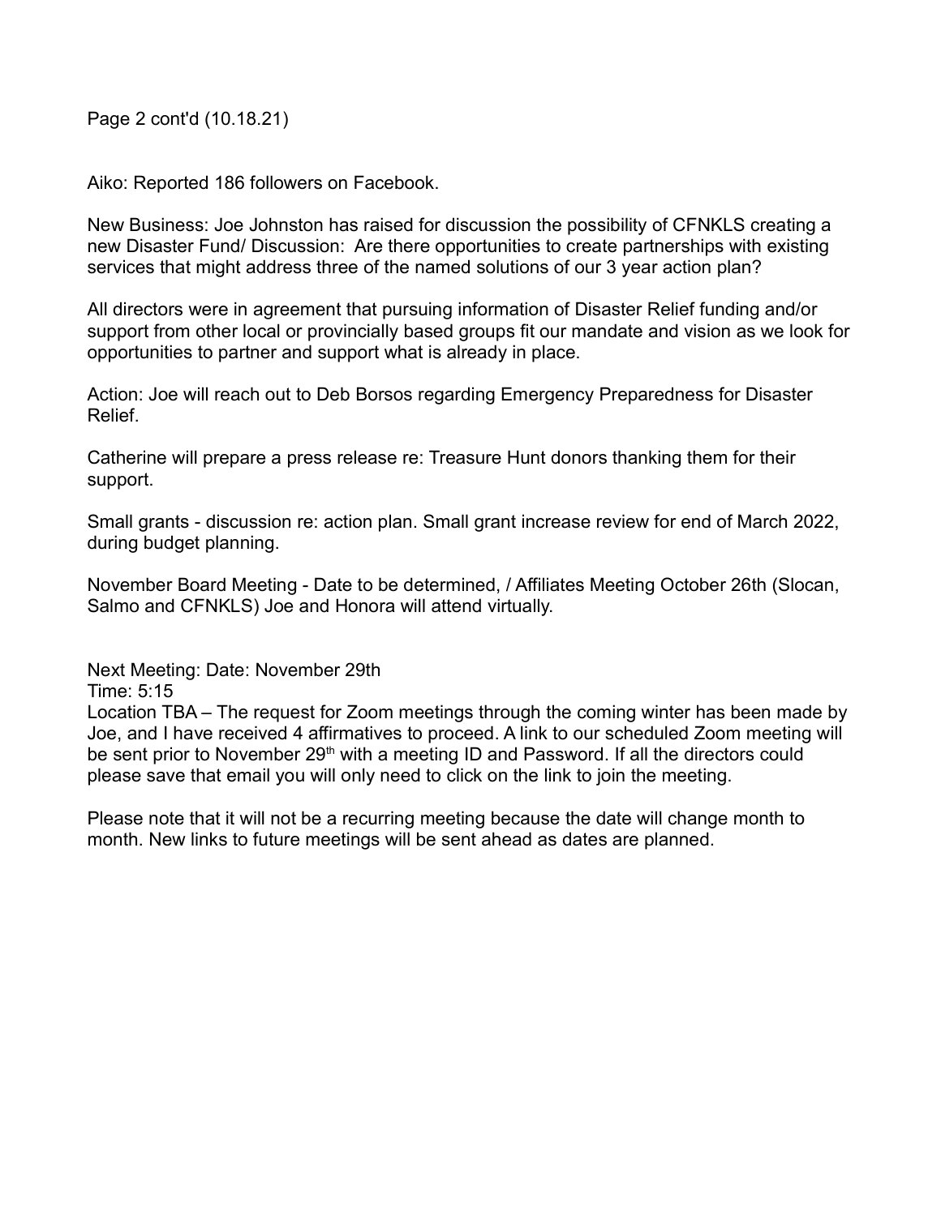Page 2 cont'd (10.18.21)

Aiko: Reported 186 followers on Facebook.

New Business: Joe Johnston has raised for discussion the possibility of CFNKLS creating a new Disaster Fund/ Discussion: Are there opportunities to create partnerships with existing services that might address three of the named solutions of our 3 year action plan?

All directors were in agreement that pursuing information of Disaster Relief funding and/or support from other local or provincially based groups fit our mandate and vision as we look for opportunities to partner and support what is already in place.

Action: Joe will reach out to Deb Borsos regarding Emergency Preparedness for Disaster Relief.

Catherine will prepare a press release re: Treasure Hunt donors thanking them for their support.

Small grants - discussion re: action plan. Small grant increase review for end of March 2022, during budget planning.

November Board Meeting - Date to be determined, / Affiliates Meeting October 26th (Slocan, Salmo and CFNKLS) Joe and Honora will attend virtually.

Next Meeting: Date: November 29th
Time: 5:15
Location TBA – The request for Zoom meetings through the coming winter has been made by Joe, and I have received 4 affirmatives to proceed. A link to our scheduled Zoom meeting will be sent prior to November 29th with a meeting ID and Password. If all the directors could please save that email you will only need to click on the link to join the meeting.

Please note that it will not be a recurring meeting because the date will change month to month. New links to future meetings will be sent ahead as dates are planned.